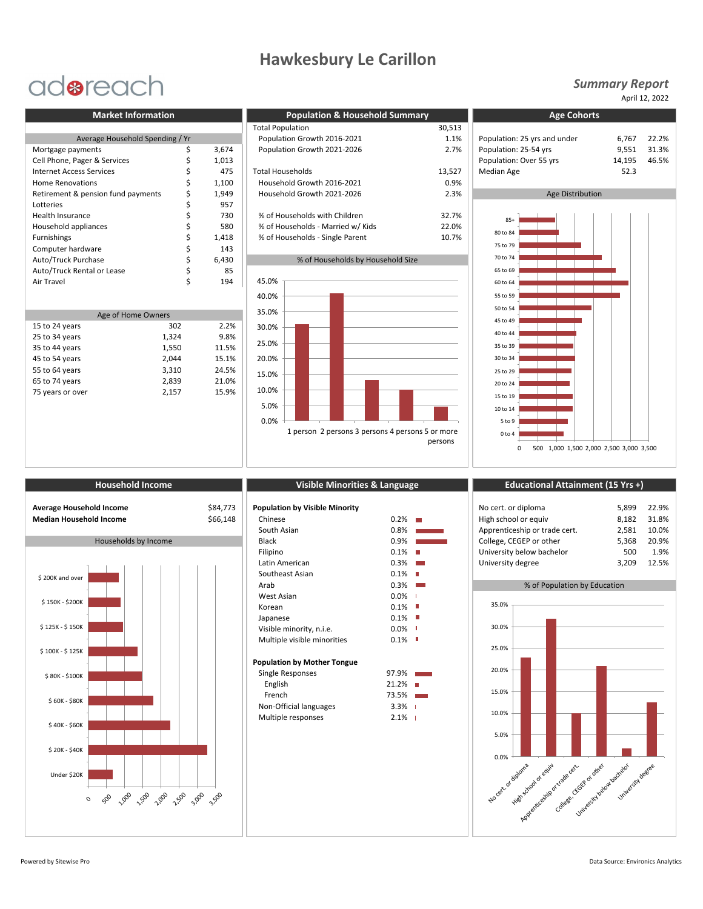# Hawkesbury Le Carillon

adreach

***Summary Report***

April 12, 2022

## Market Information

| Average Household Spending / Yr | | |
|---|---|---|
| Mortgage payments | $ | 3,674 |
| Cell Phone, Pager & Services | $ | 1,013 |
| Internet Access Services | $ | 475 |
| Home Renovations | $ | 1,100 |
| Retirement & pension fund payments | $ | 1,949 |
| Lotteries | $ | 957 |
| Health Insurance | $ | 730 |
| Household appliances | $ | 580 |
| Furnishings | $ | 1,418 |
| Computer hardware | $ | 143 |
| Auto/Truck Purchase | $ | 6,430 |
| Auto/Truck Rental or Lease | $ | 85 |
| Air Travel | $ | 194 |

| Age of Home Owners | | |
|---|---|---|
| 15 to 24 years | 302 | 2.2% |
| 25 to 34 years | 1,324 | 9.8% |
| 35 to 44 years | 1,550 | 11.5% |
| 45 to 54 years | 2,044 | 15.1% |
| 55 to 64 years | 3,310 | 24.5% |
| 65 to 74 years | 2,839 | 21.0% |
| 75 years or over | 2,157 | 15.9% |

## Population & Household Summary

| | |
|---|---|
| Total Population | 30,513 |
| Population Growth 2016-2021 | 1.1% |
| Population Growth 2021-2026 | 2.7% |
| Total Households | 13,527 |
| Household Growth 2016-2021 | 0.9% |
| Household Growth 2021-2026 | 2.3% |
| % of Households with Children | 32.7% |
| % of Households - Married w/ Kids | 22.0% |
| % of Households - Single Parent | 10.7% |

**% of Households by Household Size**

Categories: 1 person, 2 persons, 3 persons, 4 persons, 5 or more persons

## Age Cohorts

| | | |
|---|---|---|
| Population: 25 yrs and under | 6,767 | 22.2% |
| Population: 25-54 yrs | 9,551 | 31.3% |
| Population: Over 55 yrs | 14,195 | 46.5% |
| Median Age | 52.3 | |

**Age Distribution**

Categories: 85+, 80 to 84, 75 to 79, 70 to 74, 65 to 69, 60 to 64, 55 to 59, 50 to 54, 45 to 49, 40 to 44, 35 to 39, 30 to 34, 25 to 29, 20 to 24, 15 to 19, 10 to 14, 5 to 9, 0 to 4

## Household Income

| | |
|---|---|
| **Average Household Income** | $84,773 |
| **Median Household Income** | $66,148 |

**Households by Income**

Categories: $ 200K and over, $ 150K - $200K, $ 125K - $ 150K, $ 100K - $ 125K, $ 80K - $100K, $ 60K - $80K, $ 40K - $60K, $ 20K - $40K, Under $20K

## Visible Minorities & Language

| **Population by Visible Minority** | |
|---|---|
| Chinese | 0.2% |
| South Asian | 0.8% |
| Black | 0.9% |
| Filipino | 0.1% |
| Latin American | 0.3% |
| Southeast Asian | 0.1% |
| Arab | 0.3% |
| West Asian | 0.0% |
| Korean | 0.1% |
| Japanese | 0.1% |
| Visible minority, n.i.e. | 0.0% |
| Multiple visible minorities | 0.1% |

| **Population by Mother Tongue** | |
|---|---|
| Single Responses | 97.9% |
| English | 21.2% |
| French | 73.5% |
| Non-Official languages | 3.3% |
| Multiple responses | 2.1% |

## Educational Attainment (15 Yrs +)

| | | |
|---|---|---|
| No cert. or diploma | 5,899 | 22.9% |
| High school or equiv | 8,182 | 31.8% |
| Apprenticeship or trade cert. | 2,581 | 10.0% |
| College, CEGEP or other | 5,368 | 20.9% |
| University below bachelor | 500 | 1.9% |
| University degree | 3,209 | 12.5% |

**% of Population by Education**

Powered by Sitewise Pro

Data Source: Environics Analytics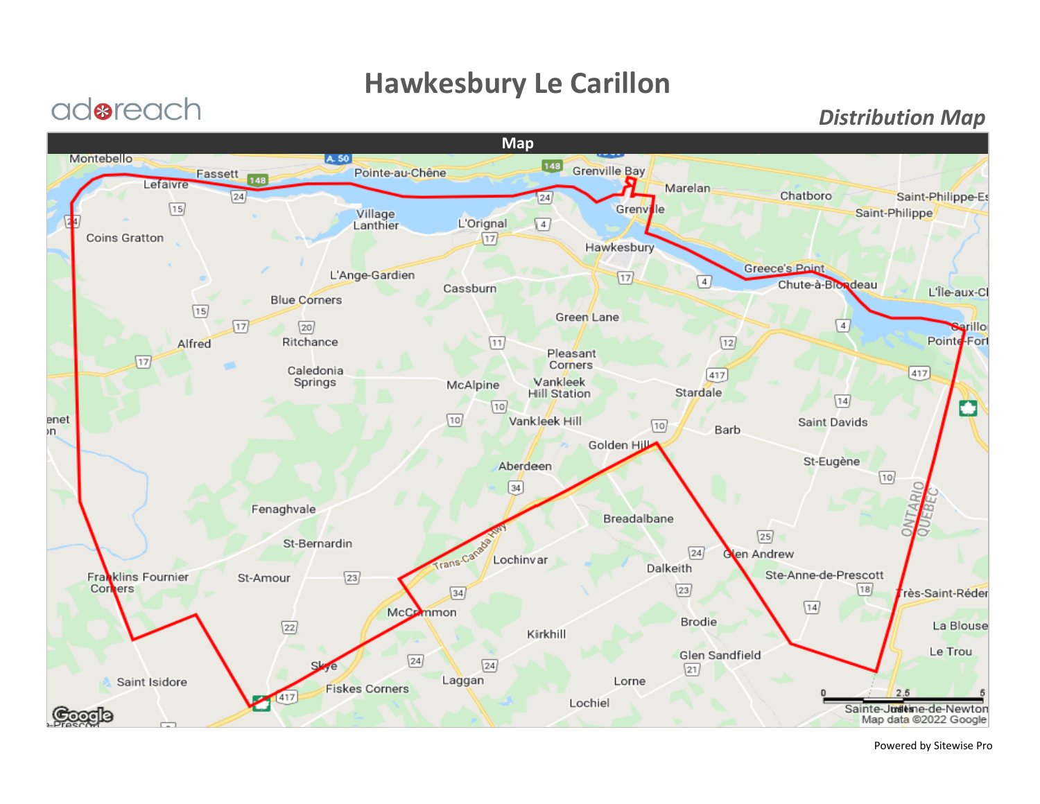# Hawkesbury Le Carillon

adreach

*Distribution Map*

**Map**

Montebello
Fassett
Lefaivre
Pointe-au-Chêne
Grenville Bay
Marelan
Chatboro
Saint-Philippe-Es
Saint-Philippe
Village Lanthier
L'Orignal
Grenville
Hawkesbury
Coins Gratton
L'Ange-Gardien
Cassburn
Greece's Point
Chute-à-Blondeau
L'Île-aux-Cl
Blue Corners
Green Lane
Alfred
Ritchance
Carillon
Pointe-Fort
Caledonia Springs
Pleasant Corners
McAlpine
Vankleek Hill Station
Stardale
Vankleek Hill
Golden Hill
Barb
Saint Davids
Aberdeen
St-Eugène
Fenaghvale
Breadalbane
ONTARIO QUEBEC
St-Bernardin
Glen Andrew
Lochinvar
Trans-Canada Hwy
Franklins Fournier Corners
St-Amour
Dalkeith
Ste-Anne-de-Prescott
Très-Saint-Réder
McCrimmon
Brodie
Kirkhill
La Blouse
Le Trou
Glen Sandfield
Skye
Saint Isidore
Fiskes Corners
Laggan
Lorne
Lochiel
Sainte-Justine-de-Newton
Map data ©2022 Google

Powered by Sitewise Pro